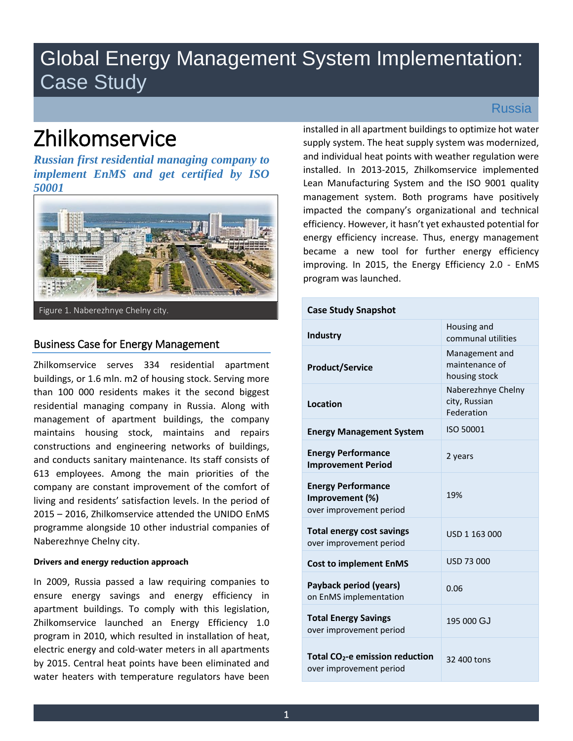# Global Energy Management System Implementation: Case Study

Russia

# Zhilkomservice

***Russian first residential managing company to implement EnMS and get certified by ISO 50001***

Figure 1. Naberezhnye Chelny city.

## Business Case for Energy Management

Zhilkomservice serves 334 residential apartment buildings, or 1.6 mln. m2 of housing stock. Serving more than 100 000 residents makes it the second biggest residential managing company in Russia. Along with management of apartment buildings, the company maintains housing stock, maintains and repairs constructions and engineering networks of buildings, and conducts sanitary maintenance. Its staff consists of 613 employees. Among the main priorities of the company are constant improvement of the comfort of living and residents' satisfaction levels. In the period of 2015 – 2016, Zhilkomservice attended the UNIDO EnMS programme alongside 10 other industrial companies of Naberezhnye Chelny city.

#### Drivers and energy reduction approach

In 2009, Russia passed a law requiring companies to ensure energy savings and energy efficiency in apartment buildings. To comply with this legislation, Zhilkomservice launched an Energy Efficiency 1.0 program in 2010, which resulted in installation of heat, electric energy and cold-water meters in all apartments by 2015. Central heat points have been eliminated and water heaters with temperature regulators have been installed in all apartment buildings to optimize hot water supply system. The heat supply system was modernized, and individual heat points with weather regulation were installed. In 2013-2015, Zhilkomservice implemented Lean Manufacturing System and the ISO 9001 quality management system. Both programs have positively impacted the company's organizational and technical efficiency. However, it hasn't yet exhausted potential for energy efficiency increase. Thus, energy management became a new tool for further energy efficiency improving. In 2015, the Energy Efficiency 2.0 - EnMS program was launched.

| Case Study Snapshot | |
|---|---|
| **Industry** | Housing and communal utilities |
| **Product/Service** | Management and maintenance of housing stock |
| **Location** | Naberezhnye Chelny city, Russian Federation |
| **Energy Management System** | ISO 50001 |
| **Energy Performance Improvement Period** | 2 years |
| **Energy Performance Improvement (%)** over improvement period | 19% |
| **Total energy cost savings** over improvement period | USD 1 163 000 |
| **Cost to implement EnMS** | USD 73 000 |
| **Payback period (years)** on EnMS implementation | 0.06 |
| **Total Energy Savings** over improvement period | 195 000 GJ |
| **Total $CO_2$-e emission reduction** over improvement period | 32 400 tons |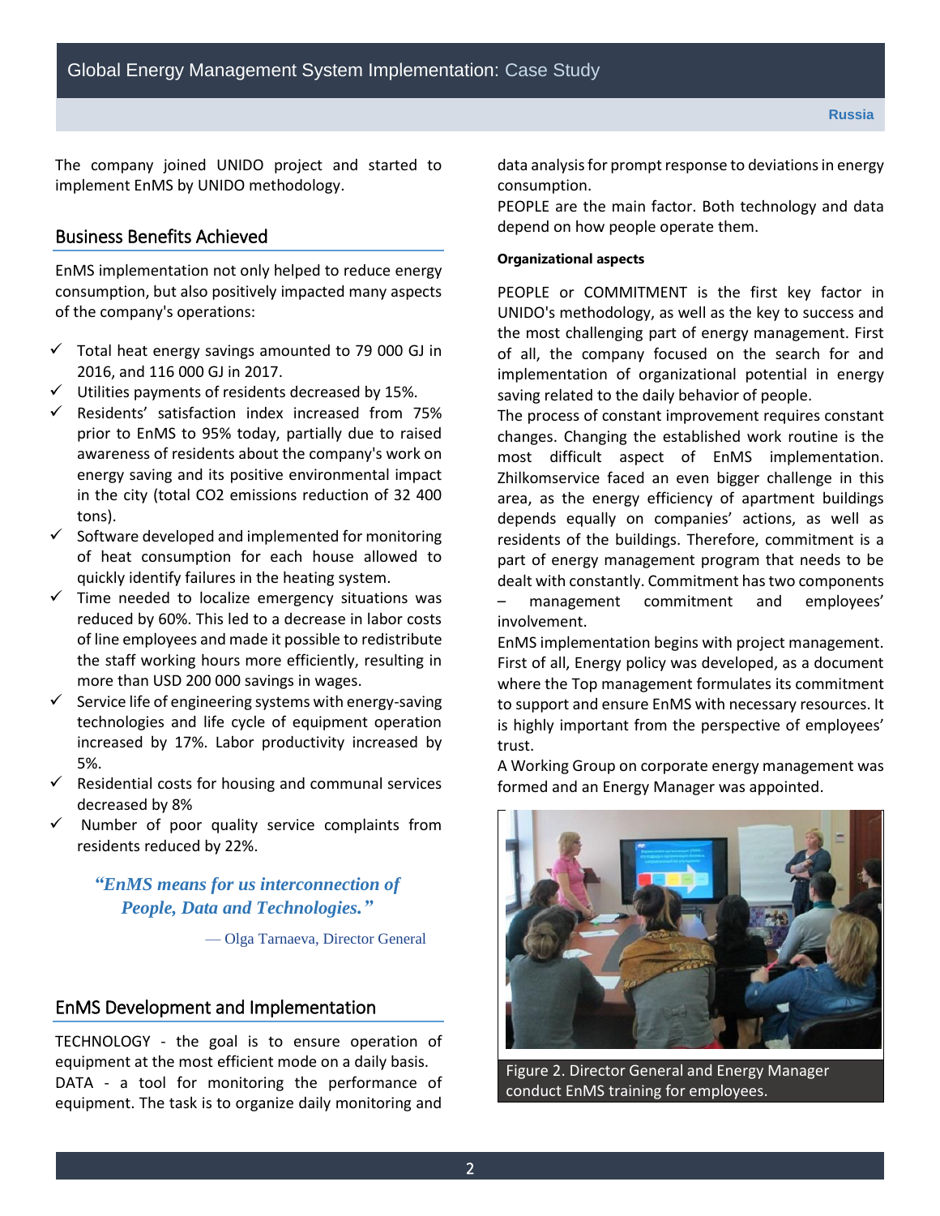The company joined UNIDO project and started to implement EnMS by UNIDO methodology.

## Business Benefits Achieved

EnMS implementation not only helped to reduce energy consumption, but also positively impacted many aspects of the company's operations:

- ✓ Total heat energy savings amounted to 79 000 GJ in 2016, and 116 000 GJ in 2017.
- ✓ Utilities payments of residents decreased by 15%.
- ✓ Residents' satisfaction index increased from 75% prior to EnMS to 95% today, partially due to raised awareness of residents about the company's work on energy saving and its positive environmental impact in the city (total $CO_2$ emissions reduction of 32 400 tons).
- ✓ Software developed and implemented for monitoring of heat consumption for each house allowed to quickly identify failures in the heating system.
- ✓ Time needed to localize emergency situations was reduced by 60%. This led to a decrease in labor costs of line employees and made it possible to redistribute the staff working hours more efficiently, resulting in more than USD 200 000 savings in wages.
- ✓ Service life of engineering systems with energy-saving technologies and life cycle of equipment operation increased by 17%. Labor productivity increased by 5%.
- ✓ Residential costs for housing and communal services decreased by 8%
- ✓ Number of poor quality service complaints from residents reduced by 22%.

> ***"EnMS means for us interconnection of People, Data and Technologies."***
>
> — Olga Tarnaeva, Director General

## EnMS Development and Implementation

TECHNOLOGY - the goal is to ensure operation of equipment at the most efficient mode on a daily basis.
DATA - a tool for monitoring the performance of equipment. The task is to organize daily monitoring and data analysis for prompt response to deviations in energy consumption.
PEOPLE are the main factor. Both technology and data depend on how people operate them.

**Organizational aspects**

PEOPLE or COMMITMENT is the first key factor in UNIDO's methodology, as well as the key to success and the most challenging part of energy management. First of all, the company focused on the search for and implementation of organizational potential in energy saving related to the daily behavior of people.
The process of constant improvement requires constant changes. Changing the established work routine is the most difficult aspect of EnMS implementation. Zhilkomservice faced an even bigger challenge in this area, as the energy efficiency of apartment buildings depends equally on companies' actions, as well as residents of the buildings. Therefore, commitment is a part of energy management program that needs to be dealt with constantly. Commitment has two components – management commitment and employees' involvement.
EnMS implementation begins with project management. First of all, Energy policy was developed, as a document where the Top management formulates its commitment to support and ensure EnMS with necessary resources. It is highly important from the perspective of employees' trust.
A Working Group on corporate energy management was formed and an Energy Manager was appointed.

Figure 2. Director General and Energy Manager conduct EnMS training for employees.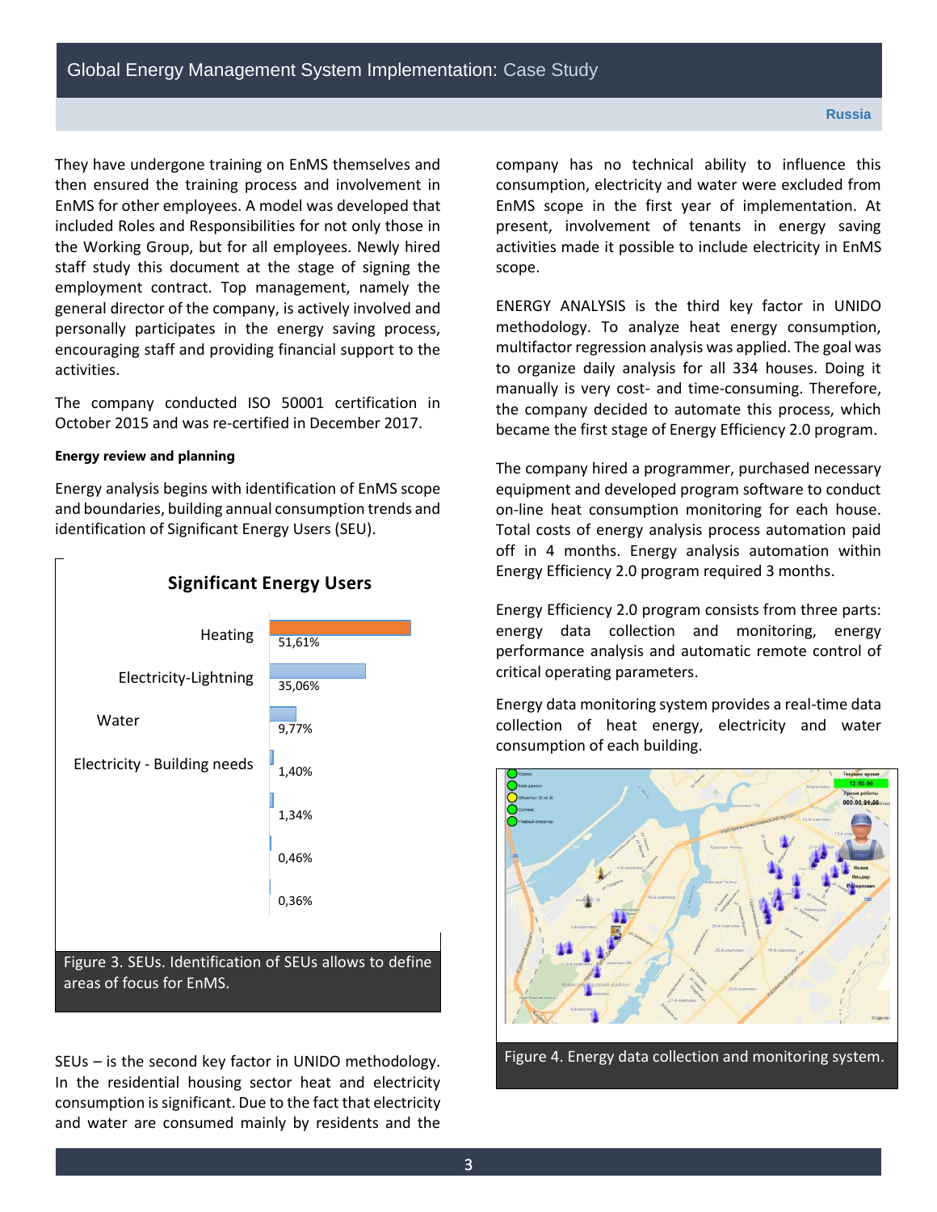They have undergone training on EnMS themselves and then ensured the training process and involvement in EnMS for other employees. A model was developed that included Roles and Responsibilities for not only those in the Working Group, but for all employees. Newly hired staff study this document at the stage of signing the employment contract. Top management, namely the general director of the company, is actively involved and personally participates in the energy saving process, encouraging staff and providing financial support to the activities.

The company conducted ISO 50001 certification in October 2015 and was re-certified in December 2017.

**Energy review and planning**

Energy analysis begins with identification of EnMS scope and boundaries, building annual consumption trends and identification of Significant Energy Users (SEU).

**Significant Energy Users**

| SEU | Share |
|---|---|
| Heating | 51,61% |
| Electricity-Lightning | 35,06% |
| Water | 9,77% |
| Electricity - Building needs | 1,40% |
| | 1,34% |
| | 0,46% |
| | 0,36% |

Figure 3. SEUs. Identification of SEUs allows to define areas of focus for EnMS.

SEUs – is the second key factor in UNIDO methodology. In the residential housing sector heat and electricity consumption is significant. Due to the fact that electricity and water are consumed mainly by residents and the company has no technical ability to influence this consumption, electricity and water were excluded from EnMS scope in the first year of implementation. At present, involvement of tenants in energy saving activities made it possible to include electricity in EnMS scope.

ENERGY ANALYSIS is the third key factor in UNIDO methodology. To analyze heat energy consumption, multifactor regression analysis was applied. The goal was to organize daily analysis for all 334 houses. Doing it manually is very cost- and time-consuming. Therefore, the company decided to automate this process, which became the first stage of Energy Efficiency 2.0 program.

The company hired a programmer, purchased necessary equipment and developed program software to conduct on-line heat consumption monitoring for each house. Total costs of energy analysis process automation paid off in 4 months. Energy analysis automation within Energy Efficiency 2.0 program required 3 months.

Energy Efficiency 2.0 program consists from three parts: energy data collection and monitoring, energy performance analysis and automatic remote control of critical operating parameters.

Energy data monitoring system provides a real-time data collection of heat energy, electricity and water consumption of each building.

Figure 4. Energy data collection and monitoring system.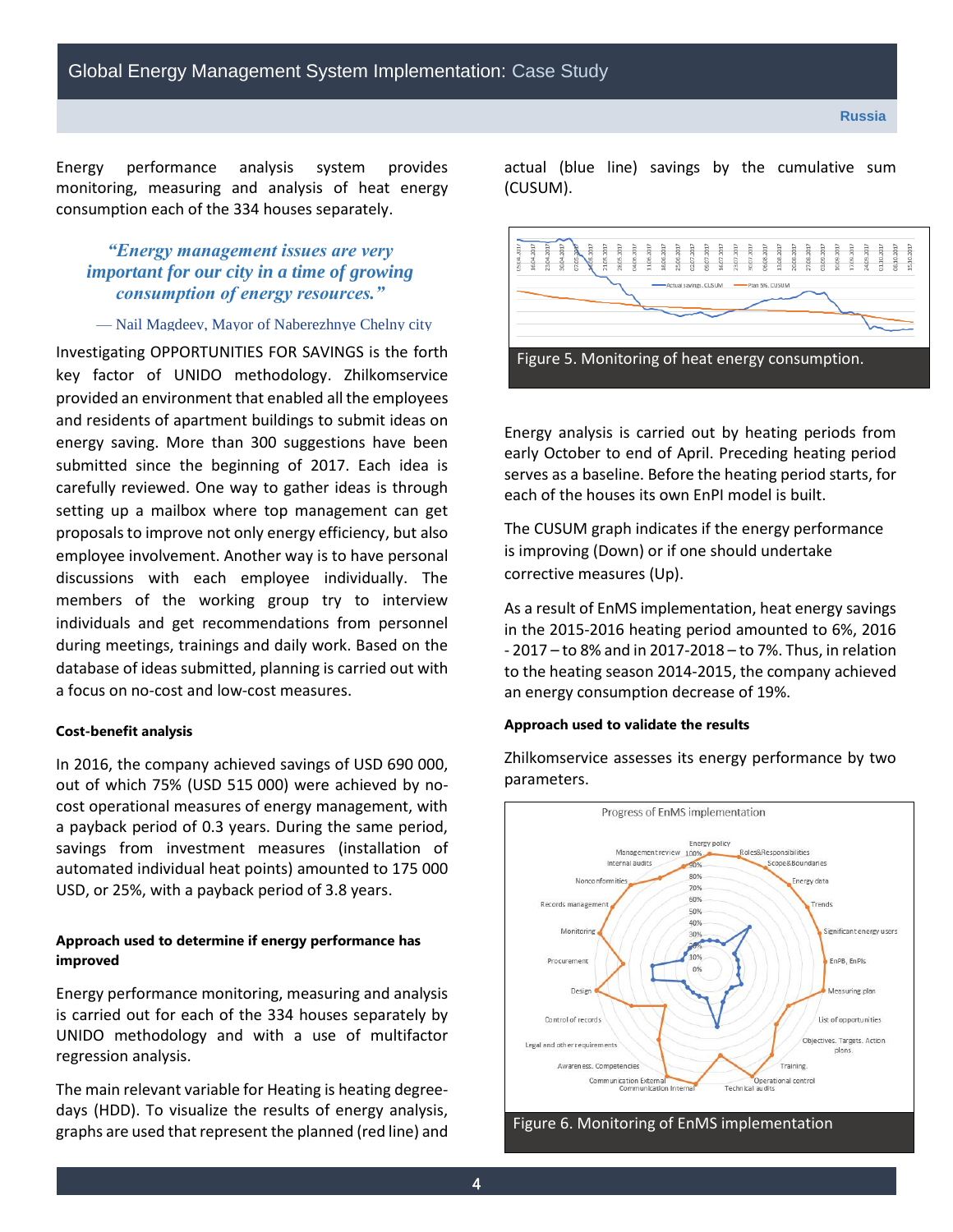Energy performance analysis system provides monitoring, measuring and analysis of heat energy consumption each of the 334 houses separately.

> ***"Energy management issues are very important for our city in a time of growing consumption of energy resources."***
>
> — Nail Magdeev, Mayor of Naberezhnye Chelny city

Investigating OPPORTUNITIES FOR SAVINGS is the forth key factor of UNIDO methodology. Zhilkomservice provided an environment that enabled all the employees and residents of apartment buildings to submit ideas on energy saving. More than 300 suggestions have been submitted since the beginning of 2017. Each idea is carefully reviewed. One way to gather ideas is through setting up a mailbox where top management can get proposals to improve not only energy efficiency, but also employee involvement. Another way is to have personal discussions with each employee individually. The members of the working group try to interview individuals and get recommendations from personnel during meetings, trainings and daily work. Based on the database of ideas submitted, planning is carried out with a focus on no-cost and low-cost measures.

**Cost-benefit analysis**

In 2016, the company achieved savings of USD 690 000, out of which 75% (USD 515 000) were achieved by no-cost operational measures of energy management, with a payback period of 0.3 years. During the same period, savings from investment measures (installation of automated individual heat points) amounted to 175 000 USD, or 25%, with a payback period of 3.8 years.

**Approach used to determine if energy performance has improved**

Energy performance monitoring, measuring and analysis is carried out for each of the 334 houses separately by UNIDO methodology and with a use of multifactor regression analysis.

The main relevant variable for Heating is heating degree-days (HDD). To visualize the results of energy analysis, graphs are used that represent the planned (red line) and actual (blue line) savings by the cumulative sum (CUSUM).

Figure 5. Monitoring of heat energy consumption.

Energy analysis is carried out by heating periods from early October to end of April. Preceding heating period serves as a baseline. Before the heating period starts, for each of the houses its own EnPI model is built.

The CUSUM graph indicates if the energy performance is improving (Down) or if one should undertake corrective measures (Up).

As a result of EnMS implementation, heat energy savings in the 2015-2016 heating period amounted to 6%, 2016 - 2017 – to 8% and in 2017-2018 – to 7%. Thus, in relation to the heating season 2014-2015, the company achieved an energy consumption decrease of 19%.

**Approach used to validate the results**

Zhilkomservice assesses its energy performance by two parameters.

Figure 6. Monitoring of EnMS implementation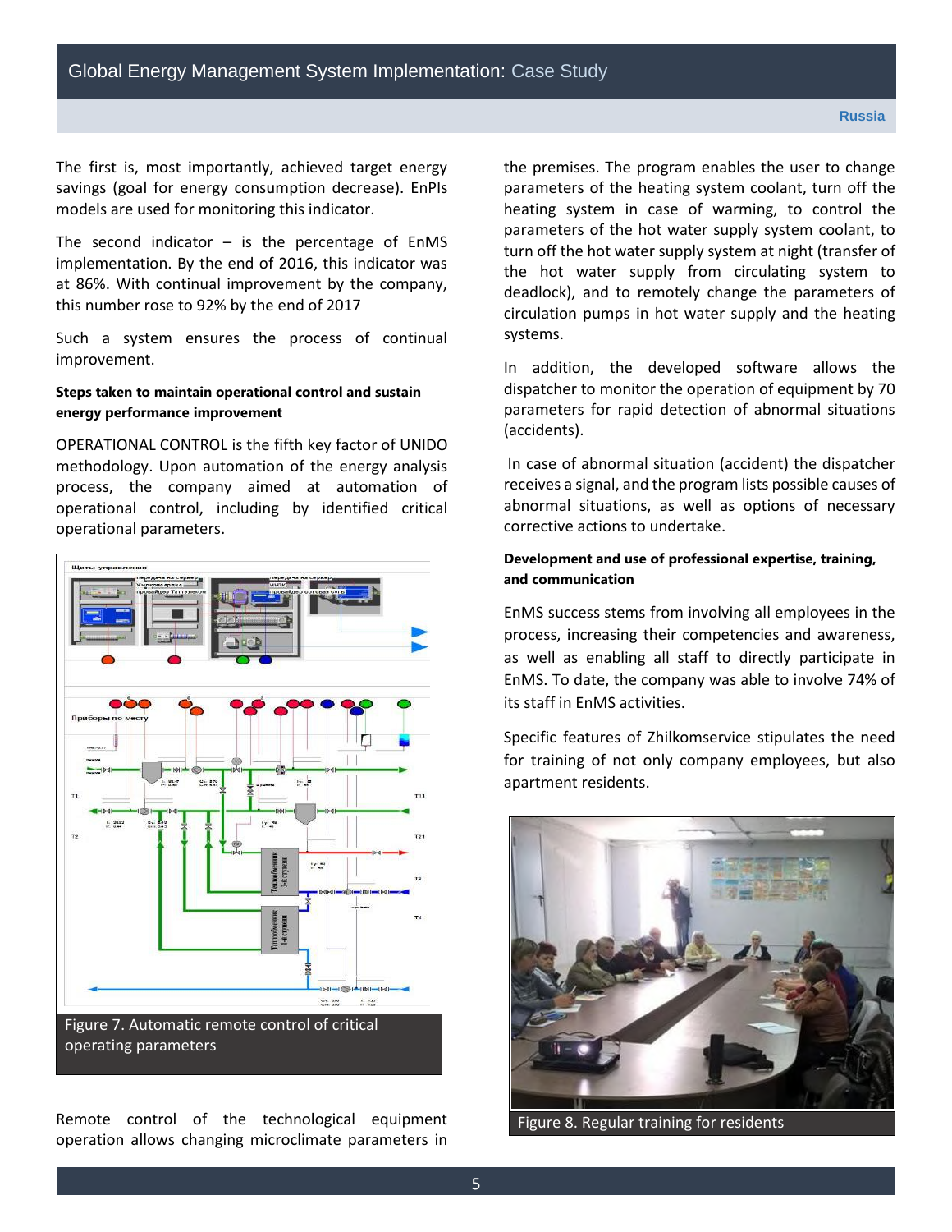The first is, most importantly, achieved target energy savings (goal for energy consumption decrease). EnPIs models are used for monitoring this indicator.

The second indicator – is the percentage of EnMS implementation. By the end of 2016, this indicator was at 86%. With continual improvement by the company, this number rose to 92% by the end of 2017

Such a system ensures the process of continual improvement.

**Steps taken to maintain operational control and sustain energy performance improvement**

OPERATIONAL CONTROL is the fifth key factor of UNIDO methodology. Upon automation of the energy analysis process, the company aimed at automation of operational control, including by identified critical operational parameters.

Figure 7. Automatic remote control of critical operating parameters

Remote control of the technological equipment operation allows changing microclimate parameters in the premises. The program enables the user to change parameters of the heating system coolant, turn off the heating system in case of warming, to control the parameters of the hot water supply system coolant, to turn off the hot water supply system at night (transfer of the hot water supply from circulating system to deadlock), and to remotely change the parameters of circulation pumps in hot water supply and the heating systems.

In addition, the developed software allows the dispatcher to monitor the operation of equipment by 70 parameters for rapid detection of abnormal situations (accidents).

In case of abnormal situation (accident) the dispatcher receives a signal, and the program lists possible causes of abnormal situations, as well as options of necessary corrective actions to undertake.

**Development and use of professional expertise, training, and communication**

EnMS success stems from involving all employees in the process, increasing their competencies and awareness, as well as enabling all staff to directly participate in EnMS. To date, the company was able to involve 74% of its staff in EnMS activities.

Specific features of Zhilkomservice stipulates the need for training of not only company employees, but also apartment residents.

Figure 8. Regular training for residents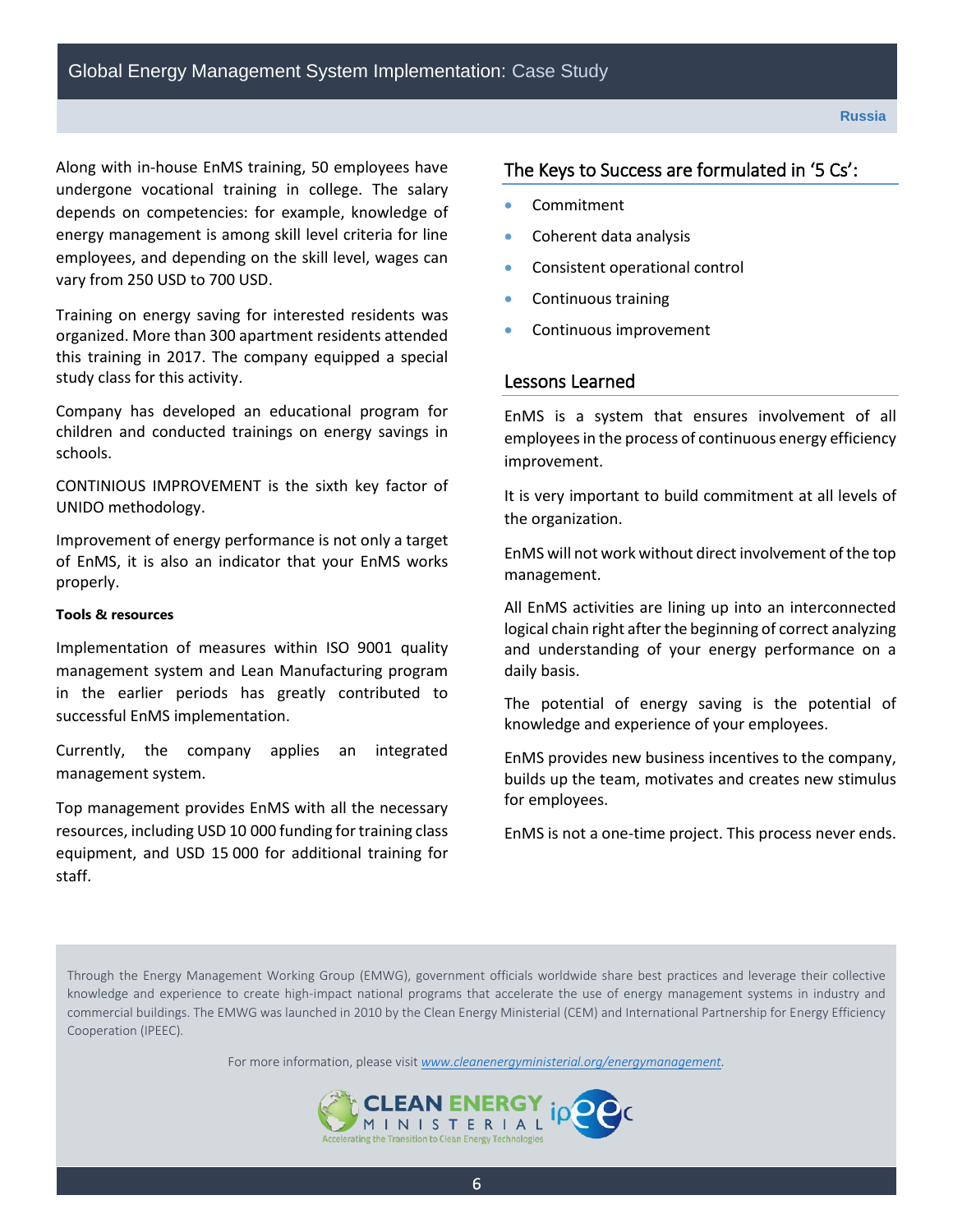Along with in-house EnMS training, 50 employees have undergone vocational training in college. The salary depends on competencies: for example, knowledge of energy management is among skill level criteria for line employees, and depending on the skill level, wages can vary from 250 USD to 700 USD.

Training on energy saving for interested residents was organized. More than 300 apartment residents attended this training in 2017. The company equipped a special study class for this activity.

Company has developed an educational program for children and conducted trainings on energy savings in schools.

CONTINIOUS IMPROVEMENT is the sixth key factor of UNIDO methodology.

Improvement of energy performance is not only a target of EnMS, it is also an indicator that your EnMS works properly.

**Tools & resources**

Implementation of measures within ISO 9001 quality management system and Lean Manufacturing program in the earlier periods has greatly contributed to successful EnMS implementation.

Currently, the company applies an integrated management system.

Top management provides EnMS with all the necessary resources, including USD 10 000 funding for training class equipment, and USD 15 000 for additional training for staff.

## The Keys to Success are formulated in '5 Cs':

- Commitment
- Coherent data analysis
- Consistent operational control
- Continuous training
- Continuous improvement

## Lessons Learned

EnMS is a system that ensures involvement of all employees in the process of continuous energy efficiency improvement.

It is very important to build commitment at all levels of the organization.

EnMS will not work without direct involvement of the top management.

All EnMS activities are lining up into an interconnected logical chain right after the beginning of correct analyzing and understanding of your energy performance on a daily basis.

The potential of energy saving is the potential of knowledge and experience of your employees.

EnMS provides new business incentives to the company, builds up the team, motivates and creates new stimulus for employees.

EnMS is not a one-time project. This process never ends.

Through the Energy Management Working Group (EMWG), government officials worldwide share best practices and leverage their collective knowledge and experience to create high-impact national programs that accelerate the use of energy management systems in industry and commercial buildings. The EMWG was launched in 2010 by the Clean Energy Ministerial (CEM) and International Partnership for Energy Efficiency Cooperation (IPEEC).

For more information, please visit *www.cleanenergyministerial.org/energymanagement*.